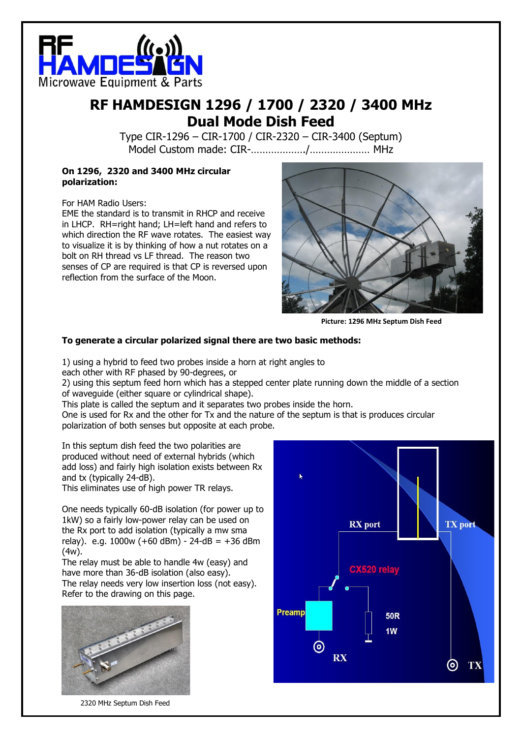# RF HAMDESIGN 1296 / 1700 / 2320 / 3400 MHz Dual Mode Dish Feed

Type CIR-1296 – CIR-1700 / CIR-2320 – CIR-3400 (Septum)
Model Custom made: CIR-………………/………………… MHz

**On 1296, 2320 and 3400 MHz circular polarization:**

For HAM Radio Users:
EME the standard is to transmit in RHCP and receive in LHCP. RH=right hand; LH=left hand and refers to which direction the RF wave rotates. The easiest way to visualize it is by thinking of how a nut rotates on a bolt on RH thread vs LF thread. The reason two senses of CP are required is that CP is reversed upon reflection from the surface of the Moon.

Picture: 1296 MHz Septum Dish Feed

**To generate a circular polarized signal there are two basic methods:**

1) using a hybrid to feed two probes inside a horn at right angles to each other with RF phased by 90-degrees, or
2) using this septum feed horn which has a stepped center plate running down the middle of a section of waveguide (either square or cylindrical shape).
This plate is called the septum and it separates two probes inside the horn.
One is used for Rx and the other for Tx and the nature of the septum is that is produces circular polarization of both senses but opposite at each probe.

In this septum dish feed the two polarities are produced without need of external hybrids (which add loss) and fairly high isolation exists between Rx and tx (typically 24-dB).
This eliminates use of high power TR relays.

One needs typically 60-dB isolation (for power up to 1kW) so a fairly low-power relay can be used on the Rx port to add isolation (typically a mw sma relay). e.g. 1000w (+60 dBm) - 24-dB = +36 dBm (4w).
The relay must be able to handle 4w (easy) and have more than 36-dB isolation (also easy).
The relay needs very low insertion loss (not easy).
Refer to the drawing on this page.

RX port — TX port — CX520 relay — Preamp — 50R 1W — RX — TX

2320 MHz Septum Dish Feed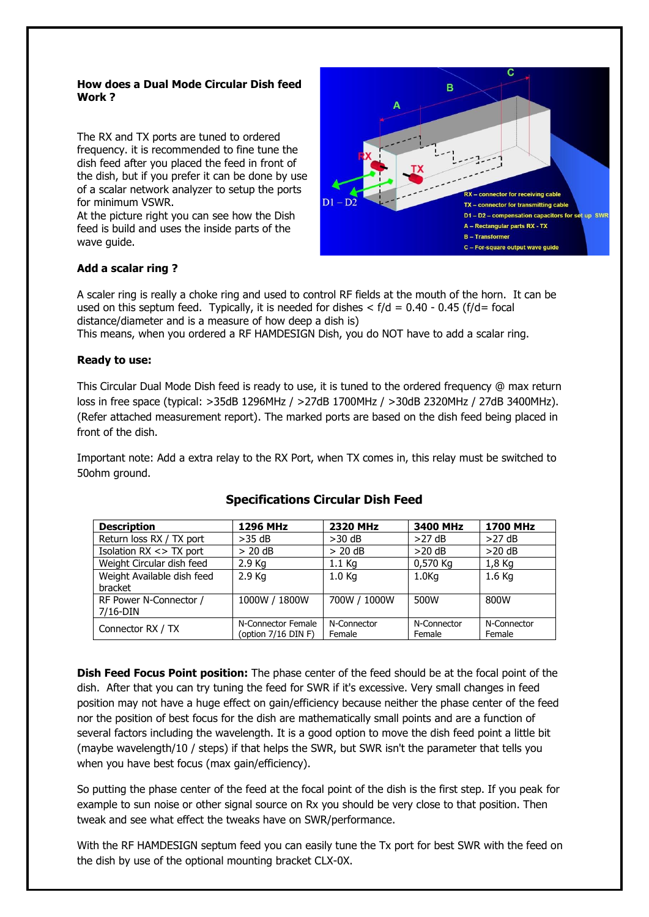**How does a Dual Mode Circular Dish feed Work ?**

The RX and TX ports are tuned to ordered frequency. it is recommended to fine tune the dish feed after you placed the feed in front of the dish, but if you prefer it can be done by use of a scalar network analyzer to setup the ports for minimum VSWR.
At the picture right you can see how the Dish feed is build and uses the inside parts of the wave guide.

RX – connector for receiving cable
TX – connector for transmitting cable
D1 – D2 – compensation capacitors for set up SWR
A – Rectangular parts RX - TX
B – Transformer
C – For-square output wave guide

**Add a scalar ring ?**

A scaler ring is really a choke ring and used to control RF fields at the mouth of the horn. It can be used on this septum feed. Typically, it is needed for dishes < f/d = 0.40 - 0.45 (f/d= focal distance/diameter and is a measure of how deep a dish is)
This means, when you ordered a RF HAMDESIGN Dish, you do NOT have to add a scalar ring.

**Ready to use:**

This Circular Dual Mode Dish feed is ready to use, it is tuned to the ordered frequency @ max return loss in free space (typical: >35dB 1296MHz / >27dB 1700MHz / >30dB 2320MHz / 27dB 3400MHz). (Refer attached measurement report). The marked ports are based on the dish feed being placed in front of the dish.

Important note: Add a extra relay to the RX Port, when TX comes in, this relay must be switched to 50ohm ground.

## Specifications Circular Dish Feed

| Description | 1296 MHz | 2320 MHz | 3400 MHz | 1700 MHz |
|---|---|---|---|---|
| Return loss RX / TX port | >35 dB | >30 dB | >27 dB | >27 dB |
| Isolation RX <> TX port | > 20 dB | > 20 dB | >20 dB | >20 dB |
| Weight Circular dish feed | 2.9 Kg | 1.1 Kg | 0,570 Kg | 1,8 Kg |
| Weight Available dish feed bracket | 2.9 Kg | 1.0 Kg | 1.0Kg | 1.6 Kg |
| RF Power N-Connector / 7/16-DIN | 1000W / 1800W | 700W / 1000W | 500W | 800W |
| Connector RX / TX | N-Connector Female (option 7/16 DIN F) | N-Connector Female | N-Connector Female | N-Connector Female |

**Dish Feed Focus Point position:** The phase center of the feed should be at the focal point of the dish. After that you can try tuning the feed for SWR if it's excessive. Very small changes in feed position may not have a huge effect on gain/efficiency because neither the phase center of the feed nor the position of best focus for the dish are mathematically small points and are a function of several factors including the wavelength. It is a good option to move the dish feed point a little bit (maybe wavelength/10 / steps) if that helps the SWR, but SWR isn't the parameter that tells you when you have best focus (max gain/efficiency).

So putting the phase center of the feed at the focal point of the dish is the first step. If you peak for example to sun noise or other signal source on Rx you should be very close to that position. Then tweak and see what effect the tweaks have on SWR/performance.

With the RF HAMDESIGN septum feed you can easily tune the Tx port for best SWR with the feed on the dish by use of the optional mounting bracket CLX-0X.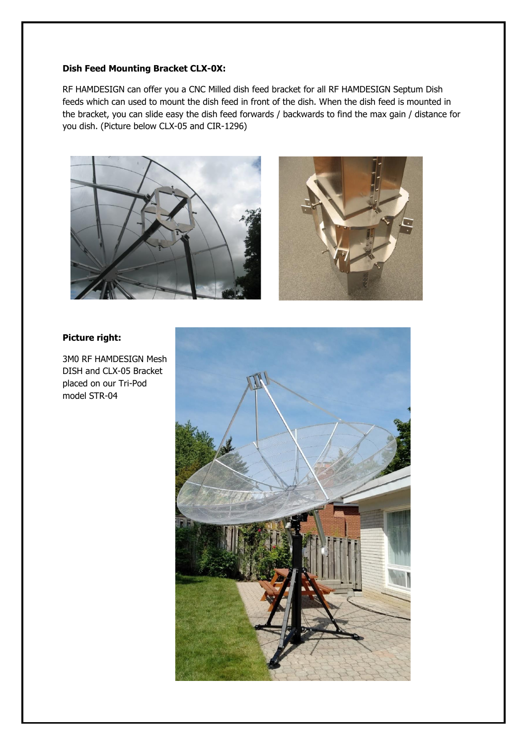**Dish Feed Mounting Bracket CLX-0X:**

RF HAMDESIGN can offer you a CNC Milled dish feed bracket for all RF HAMDESIGN Septum Dish feeds which can used to mount the dish feed in front of the dish. When the dish feed is mounted in the bracket, you can slide easy the dish feed forwards / backwards to find the max gain / distance for you dish. (Picture below CLX-05 and CIR-1296)

**Picture right:**

3M0 RF HAMDESIGN Mesh DISH and CLX-05 Bracket placed on our Tri-Pod model STR-04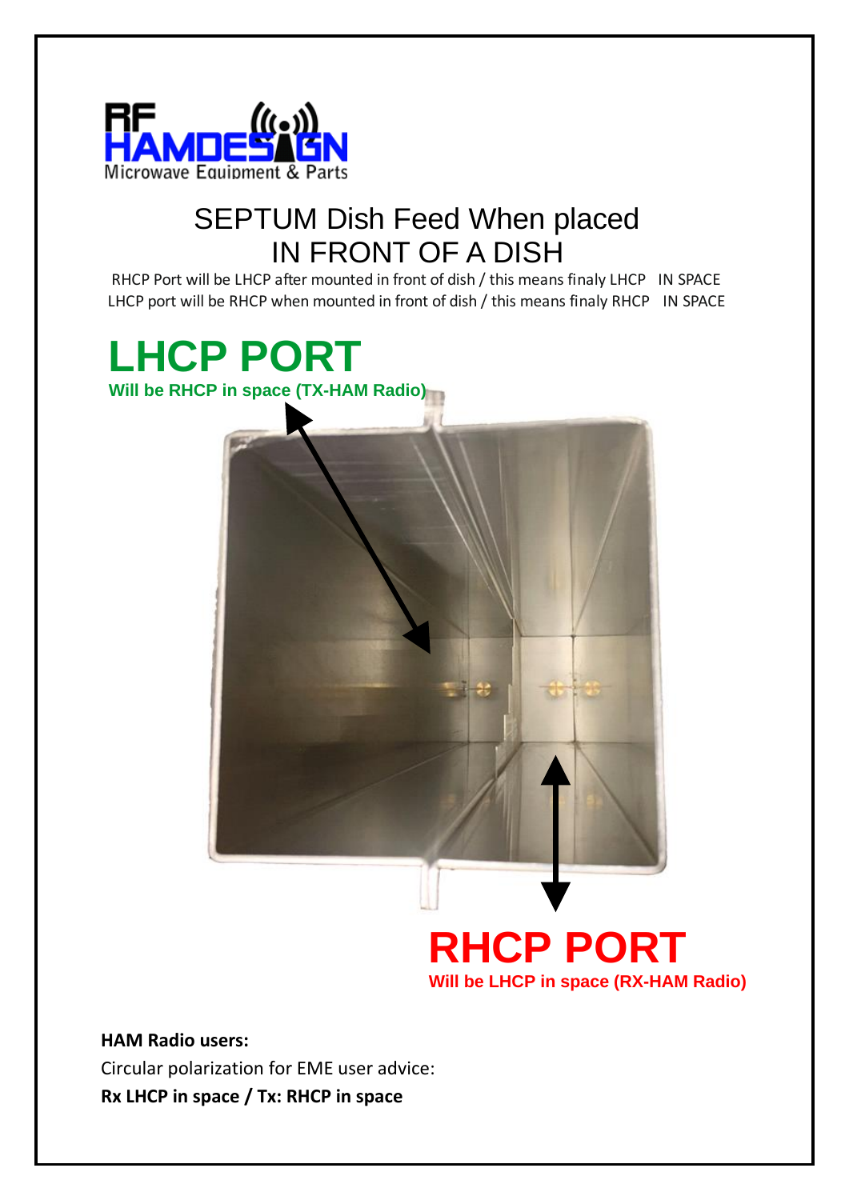RF HAMDESIGN
Microwave Equipment & Parts

# SEPTUM Dish Feed When placed IN FRONT OF A DISH

RHCP Port will be LHCP after mounted in front of dish / this means finaly LHCP IN SPACE
LHCP port will be RHCP when mounted in front of dish / this means finaly RHCP IN SPACE

## LHCP PORT

**Will be RHCP in space (TX-HAM Radio)**

## RHCP PORT

**Will be LHCP in space (RX-HAM Radio)**

**HAM Radio users:**

Circular polarization for EME user advice:

**Rx LHCP in space / Tx: RHCP in space**